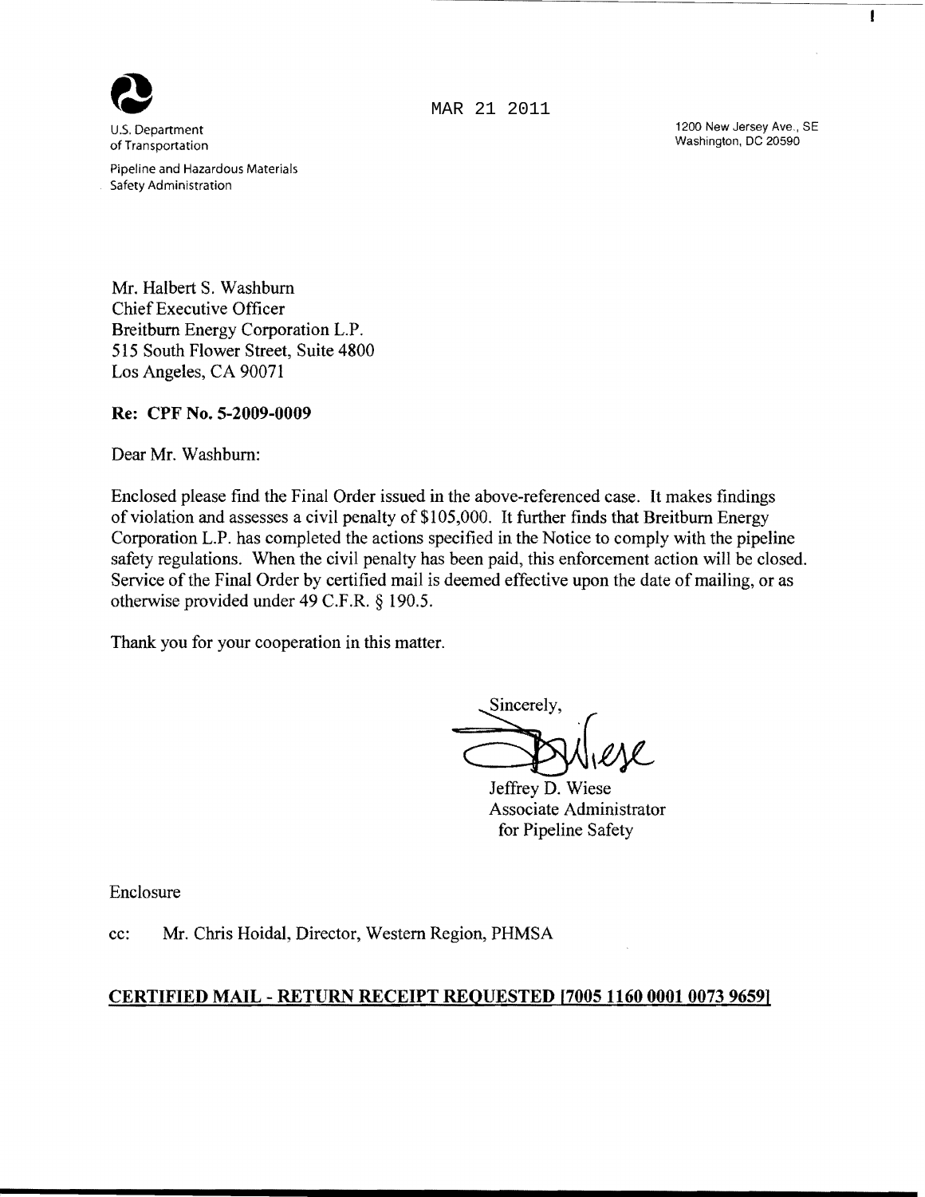U.S. Department of Transportation

Pipeline and Hazardous Materials Safety Administration

MAR 21 2011

1200 New Jersey Ave., SE
Washington, DC 20590

Mr. Halbert S. Washburn
Chief Executive Officer
Breitburn Energy Corporation L.P.
515 South Flower Street, Suite 4800
Los Angeles, CA 90071

**Re: CPF No. 5-2009-0009**

Dear Mr. Washburn:

Enclosed please find the Final Order issued in the above-referenced case. It makes findings of violation and assesses a civil penalty of $105,000. It further finds that Breitburn Energy Corporation L.P. has completed the actions specified in the Notice to comply with the pipeline safety regulations. When the civil penalty has been paid, this enforcement action will be closed. Service of the Final Order by certified mail is deemed effective upon the date of mailing, or as otherwise provided under 49 C.F.R. § 190.5.

Thank you for your cooperation in this matter.

Sincerely,

Jeffrey D. Wiese
Associate Administrator
for Pipeline Safety

Enclosure

cc: Mr. Chris Hoidal, Director, Western Region, PHMSA

**CERTIFIED MAIL - RETURN RECEIPT REQUESTED [7005 1160 0001 0073 9659]**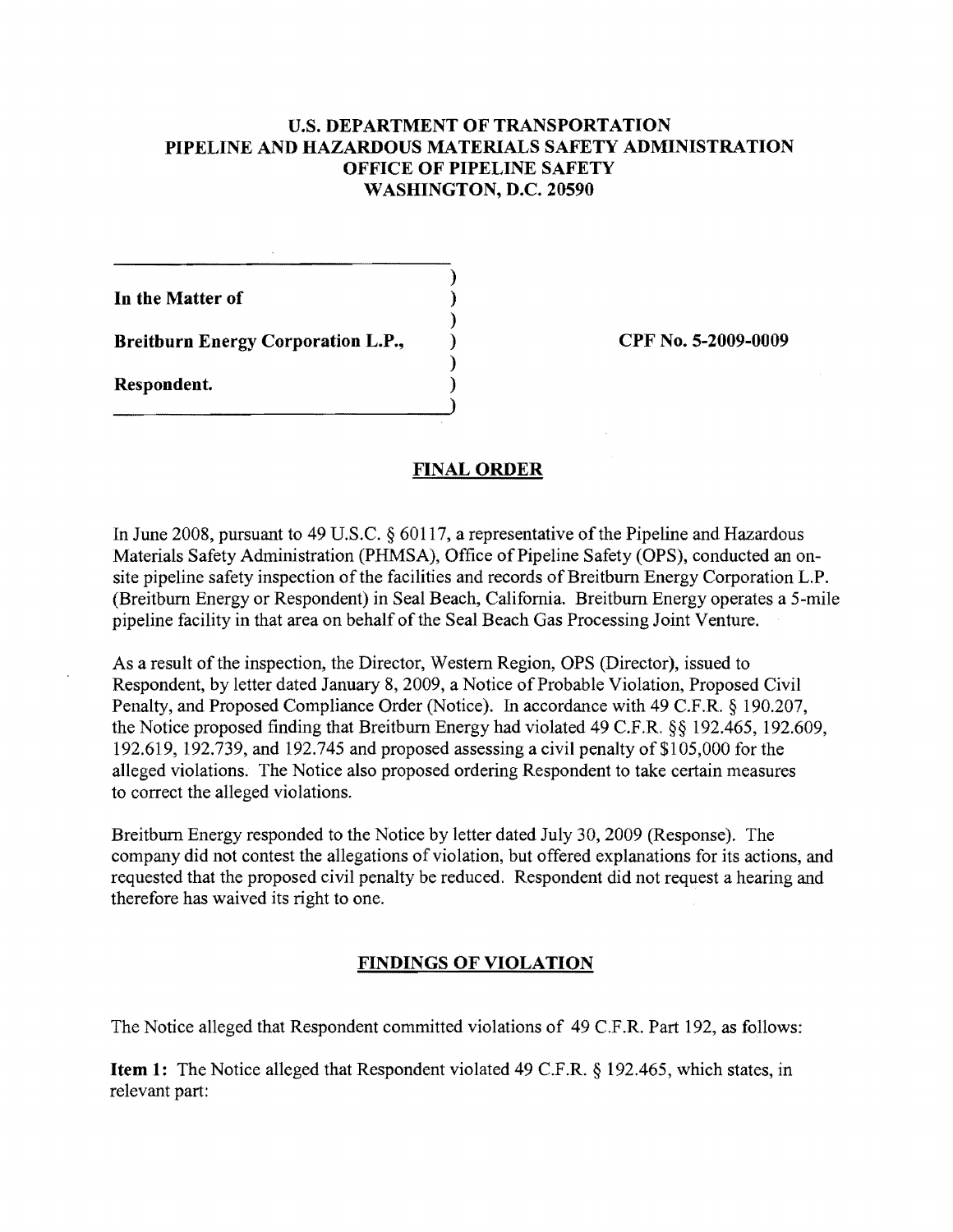**U.S. DEPARTMENT OF TRANSPORTATION**
**PIPELINE AND HAZARDOUS MATERIALS SAFETY ADMINISTRATION**
**OFFICE OF PIPELINE SAFETY**
**WASHINGTON, D.C. 20590**

| | | |
|---|---|---|
| **In the Matter of** | ) | |
| | ) | |
| **Breitburn Energy Corporation L.P.,** | ) | **CPF No. 5-2009-0009** |
| | ) | |
| **Respondent.** | ) | |

## FINAL ORDER

In June 2008, pursuant to 49 U.S.C. § 60117, a representative of the Pipeline and Hazardous Materials Safety Administration (PHMSA), Office of Pipeline Safety (OPS), conducted an on-site pipeline safety inspection of the facilities and records of Breitburn Energy Corporation L.P. (Breitburn Energy or Respondent) in Seal Beach, California. Breitburn Energy operates a 5-mile pipeline facility in that area on behalf of the Seal Beach Gas Processing Joint Venture.

As a result of the inspection, the Director, Western Region, OPS (Director), issued to Respondent, by letter dated January 8, 2009, a Notice of Probable Violation, Proposed Civil Penalty, and Proposed Compliance Order (Notice). In accordance with 49 C.F.R. § 190.207, the Notice proposed finding that Breitburn Energy had violated 49 C.F.R. §§ 192.465, 192.609, 192.619, 192.739, and 192.745 and proposed assessing a civil penalty of $105,000 for the alleged violations. The Notice also proposed ordering Respondent to take certain measures to correct the alleged violations.

Breitburn Energy responded to the Notice by letter dated July 30, 2009 (Response). The company did not contest the allegations of violation, but offered explanations for its actions, and requested that the proposed civil penalty be reduced. Respondent did not request a hearing and therefore has waived its right to one.

## FINDINGS OF VIOLATION

The Notice alleged that Respondent committed violations of 49 C.F.R. Part 192, as follows:

**Item 1:** The Notice alleged that Respondent violated 49 C.F.R. § 192.465, which states, in relevant part: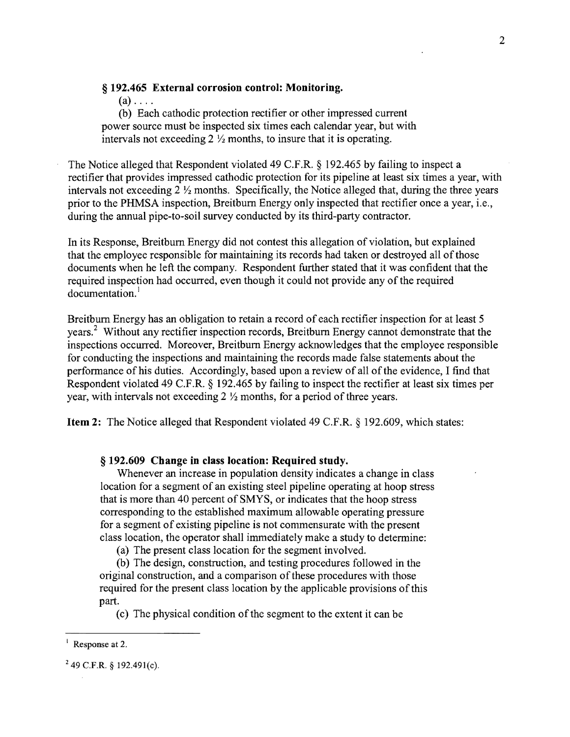**§ 192.465 External corrosion control: Monitoring.**

(a) . . . .

(b) Each cathodic protection rectifier or other impressed current power source must be inspected six times each calendar year, but with intervals not exceeding 2 ½ months, to insure that it is operating.

The Notice alleged that Respondent violated 49 C.F.R. § 192.465 by failing to inspect a rectifier that provides impressed cathodic protection for its pipeline at least six times a year, with intervals not exceeding 2 ½ months. Specifically, the Notice alleged that, during the three years prior to the PHMSA inspection, Breitburn Energy only inspected that rectifier once a year, i.e., during the annual pipe-to-soil survey conducted by its third-party contractor.

In its Response, Breitburn Energy did not contest this allegation of violation, but explained that the employee responsible for maintaining its records had taken or destroyed all of those documents when he left the company. Respondent further stated that it was confident that the required inspection had occurred, even though it could not provide any of the required documentation.[1]

Breitburn Energy has an obligation to retain a record of each rectifier inspection for at least 5 years.[2] Without any rectifier inspection records, Breitburn Energy cannot demonstrate that the inspections occurred. Moreover, Breitburn Energy acknowledges that the employee responsible for conducting the inspections and maintaining the records made false statements about the performance of his duties. Accordingly, based upon a review of all of the evidence, I find that Respondent violated 49 C.F.R. § 192.465 by failing to inspect the rectifier at least six times per year, with intervals not exceeding 2 ½ months, for a period of three years.

**Item 2:** The Notice alleged that Respondent violated 49 C.F.R. § 192.609, which states:

**§ 192.609 Change in class location: Required study.**

Whenever an increase in population density indicates a change in class location for a segment of an existing steel pipeline operating at hoop stress that is more than 40 percent of SMYS, or indicates that the hoop stress corresponding to the established maximum allowable operating pressure for a segment of existing pipeline is not commensurate with the present class location, the operator shall immediately make a study to determine:

(a) The present class location for the segment involved.

(b) The design, construction, and testing procedures followed in the original construction, and a comparison of these procedures with those required for the present class location by the applicable provisions of this part.

(c) The physical condition of the segment to the extent it can be

---

[1] Response at 2.

[2] 49 C.F.R. § 192.491(c).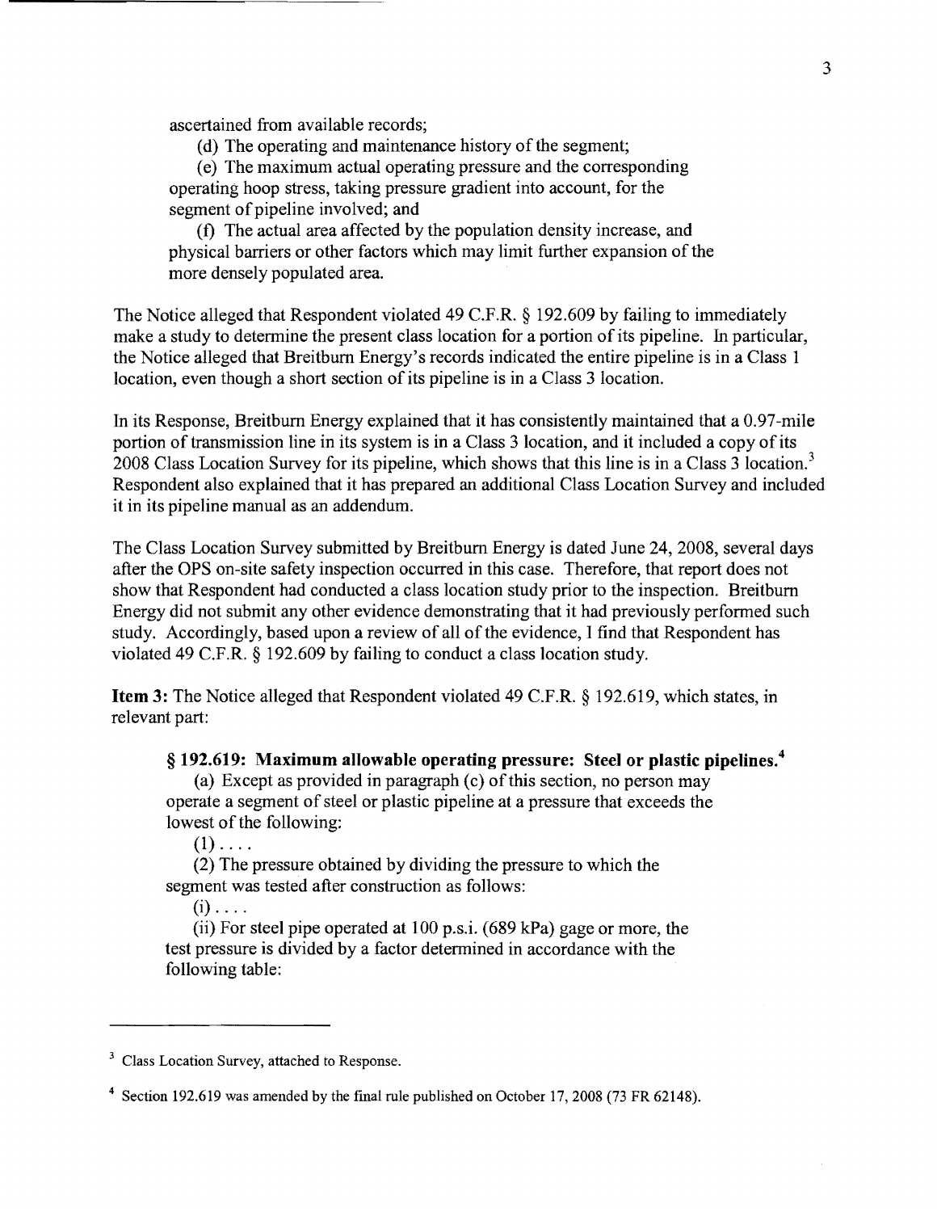ascertained from available records;

(d) The operating and maintenance history of the segment;

(e) The maximum actual operating pressure and the corresponding operating hoop stress, taking pressure gradient into account, for the segment of pipeline involved; and

(f) The actual area affected by the population density increase, and physical barriers or other factors which may limit further expansion of the more densely populated area.

The Notice alleged that Respondent violated 49 C.F.R. § 192.609 by failing to immediately make a study to determine the present class location for a portion of its pipeline. In particular, the Notice alleged that Breitburn Energy's records indicated the entire pipeline is in a Class 1 location, even though a short section of its pipeline is in a Class 3 location.

In its Response, Breitburn Energy explained that it has consistently maintained that a 0.97-mile portion of transmission line in its system is in a Class 3 location, and it included a copy of its 2008 Class Location Survey for its pipeline, which shows that this line is in a Class 3 location.[3] Respondent also explained that it has prepared an additional Class Location Survey and included it in its pipeline manual as an addendum.

The Class Location Survey submitted by Breitburn Energy is dated June 24, 2008, several days after the OPS on-site safety inspection occurred in this case. Therefore, that report does not show that Respondent had conducted a class location study prior to the inspection. Breitburn Energy did not submit any other evidence demonstrating that it had previously performed such study. Accordingly, based upon a review of all of the evidence, I find that Respondent has violated 49 C.F.R. § 192.609 by failing to conduct a class location study.

**Item 3:** The Notice alleged that Respondent violated 49 C.F.R. § 192.619, which states, in relevant part:

**§ 192.619: Maximum allowable operating pressure: Steel or plastic pipelines.**[4]

(a) Except as provided in paragraph (c) of this section, no person may operate a segment of steel or plastic pipeline at a pressure that exceeds the lowest of the following:

(1) . . . .

(2) The pressure obtained by dividing the pressure to which the segment was tested after construction as follows:

(i) . . . .

(ii) For steel pipe operated at 100 p.s.i. (689 kPa) gage or more, the test pressure is divided by a factor determined in accordance with the following table:

---

[3] Class Location Survey, attached to Response.

[4] Section 192.619 was amended by the final rule published on October 17, 2008 (73 FR 62148).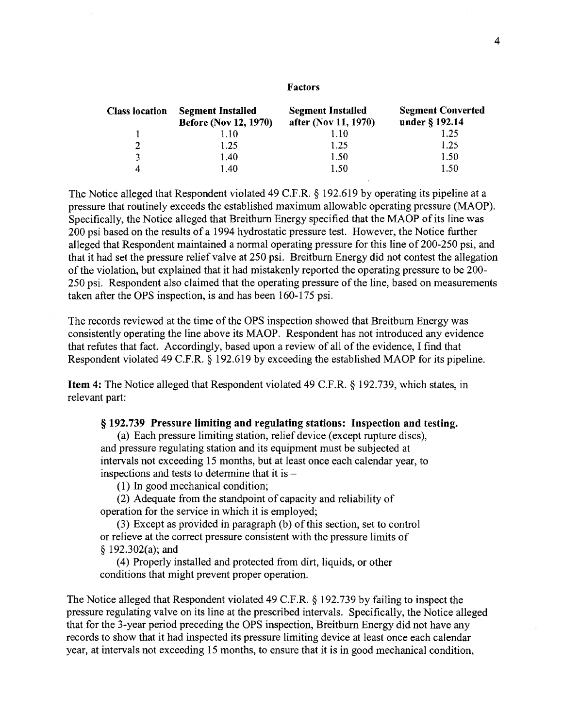**Factors**

| Class location | Segment Installed Before (Nov 12, 1970) | Segment Installed after (Nov 11, 1970) | Segment Converted under § 192.14 |
|---|---|---|---|
| 1 | 1.10 | 1.10 | 1.25 |
| 2 | 1.25 | 1.25 | 1.25 |
| 3 | 1.40 | 1.50 | 1.50 |
| 4 | 1.40 | 1.50 | 1.50 |

The Notice alleged that Respondent violated 49 C.F.R. § 192.619 by operating its pipeline at a pressure that routinely exceeds the established maximum allowable operating pressure (MAOP). Specifically, the Notice alleged that Breitburn Energy specified that the MAOP of its line was 200 psi based on the results of a 1994 hydrostatic pressure test. However, the Notice further alleged that Respondent maintained a normal operating pressure for this line of 200-250 psi, and that it had set the pressure relief valve at 250 psi. Breitburn Energy did not contest the allegation of the violation, but explained that it had mistakenly reported the operating pressure to be 200-250 psi. Respondent also claimed that the operating pressure of the line, based on measurements taken after the OPS inspection, is and has been 160-175 psi.

The records reviewed at the time of the OPS inspection showed that Breitburn Energy was consistently operating the line above its MAOP. Respondent has not introduced any evidence that refutes that fact. Accordingly, based upon a review of all of the evidence, I find that Respondent violated 49 C.F.R. § 192.619 by exceeding the established MAOP for its pipeline.

**Item 4:** The Notice alleged that Respondent violated 49 C.F.R. § 192.739, which states, in relevant part:

> **§ 192.739 Pressure limiting and regulating stations: Inspection and testing.**
>
> (a) Each pressure limiting station, relief device (except rupture discs), and pressure regulating station and its equipment must be subjected at intervals not exceeding 15 months, but at least once each calendar year, to inspections and tests to determine that it is –
>
> (1) In good mechanical condition;
>
> (2) Adequate from the standpoint of capacity and reliability of operation for the service in which it is employed;
>
> (3) Except as provided in paragraph (b) of this section, set to control or relieve at the correct pressure consistent with the pressure limits of § 192.302(a); and
>
> (4) Properly installed and protected from dirt, liquids, or other conditions that might prevent proper operation.

The Notice alleged that Respondent violated 49 C.F.R. § 192.739 by failing to inspect the pressure regulating valve on its line at the prescribed intervals. Specifically, the Notice alleged that for the 3-year period preceding the OPS inspection, Breitburn Energy did not have any records to show that it had inspected its pressure limiting device at least once each calendar year, at intervals not exceeding 15 months, to ensure that it is in good mechanical condition,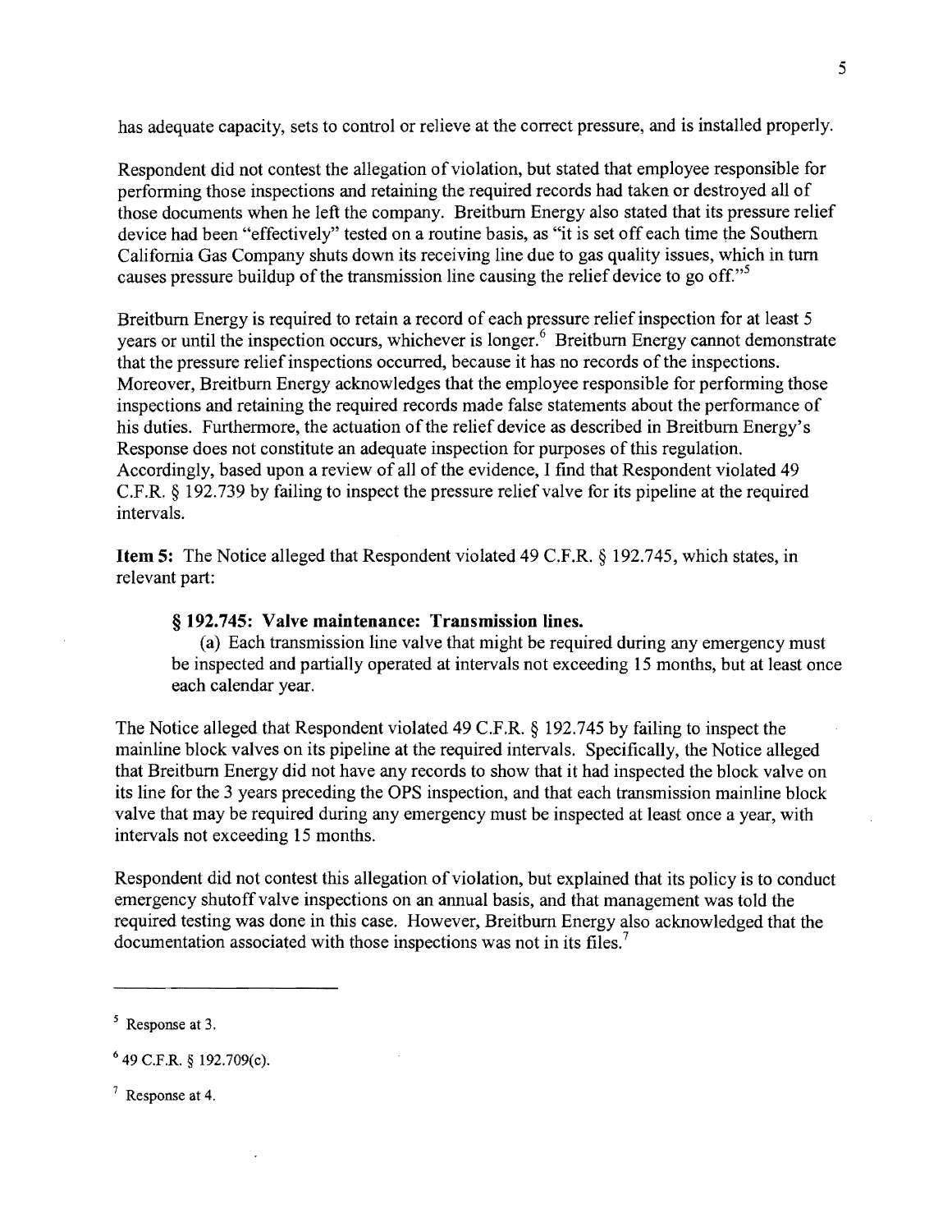has adequate capacity, sets to control or relieve at the correct pressure, and is installed properly.

Respondent did not contest the allegation of violation, but stated that employee responsible for performing those inspections and retaining the required records had taken or destroyed all of those documents when he left the company. Breitburn Energy also stated that its pressure relief device had been "effectively" tested on a routine basis, as "it is set off each time the Southern California Gas Company shuts down its receiving line due to gas quality issues, which in turn causes pressure buildup of the transmission line causing the relief device to go off."[5]

Breitburn Energy is required to retain a record of each pressure relief inspection for at least 5 years or until the inspection occurs, whichever is longer.[6] Breitburn Energy cannot demonstrate that the pressure relief inspections occurred, because it has no records of the inspections. Moreover, Breitburn Energy acknowledges that the employee responsible for performing those inspections and retaining the required records made false statements about the performance of his duties. Furthermore, the actuation of the relief device as described in Breitburn Energy's Response does not constitute an adequate inspection for purposes of this regulation. Accordingly, based upon a review of all of the evidence, I find that Respondent violated 49 C.F.R. § 192.739 by failing to inspect the pressure relief valve for its pipeline at the required intervals.

**Item 5:** The Notice alleged that Respondent violated 49 C.F.R. § 192.745, which states, in relevant part:

> **§ 192.745: Valve maintenance: Transmission lines.**
>
> (a) Each transmission line valve that might be required during any emergency must be inspected and partially operated at intervals not exceeding 15 months, but at least once each calendar year.

The Notice alleged that Respondent violated 49 C.F.R. § 192.745 by failing to inspect the mainline block valves on its pipeline at the required intervals. Specifically, the Notice alleged that Breitburn Energy did not have any records to show that it had inspected the block valve on its line for the 3 years preceding the OPS inspection, and that each transmission mainline block valve that may be required during any emergency must be inspected at least once a year, with intervals not exceeding 15 months.

Respondent did not contest this allegation of violation, but explained that its policy is to conduct emergency shutoff valve inspections on an annual basis, and that management was told the required testing was done in this case. However, Breitburn Energy also acknowledged that the documentation associated with those inspections was not in its files.[7]

---

[5] Response at 3.

[6] 49 C.F.R. § 192.709(c).

[7] Response at 4.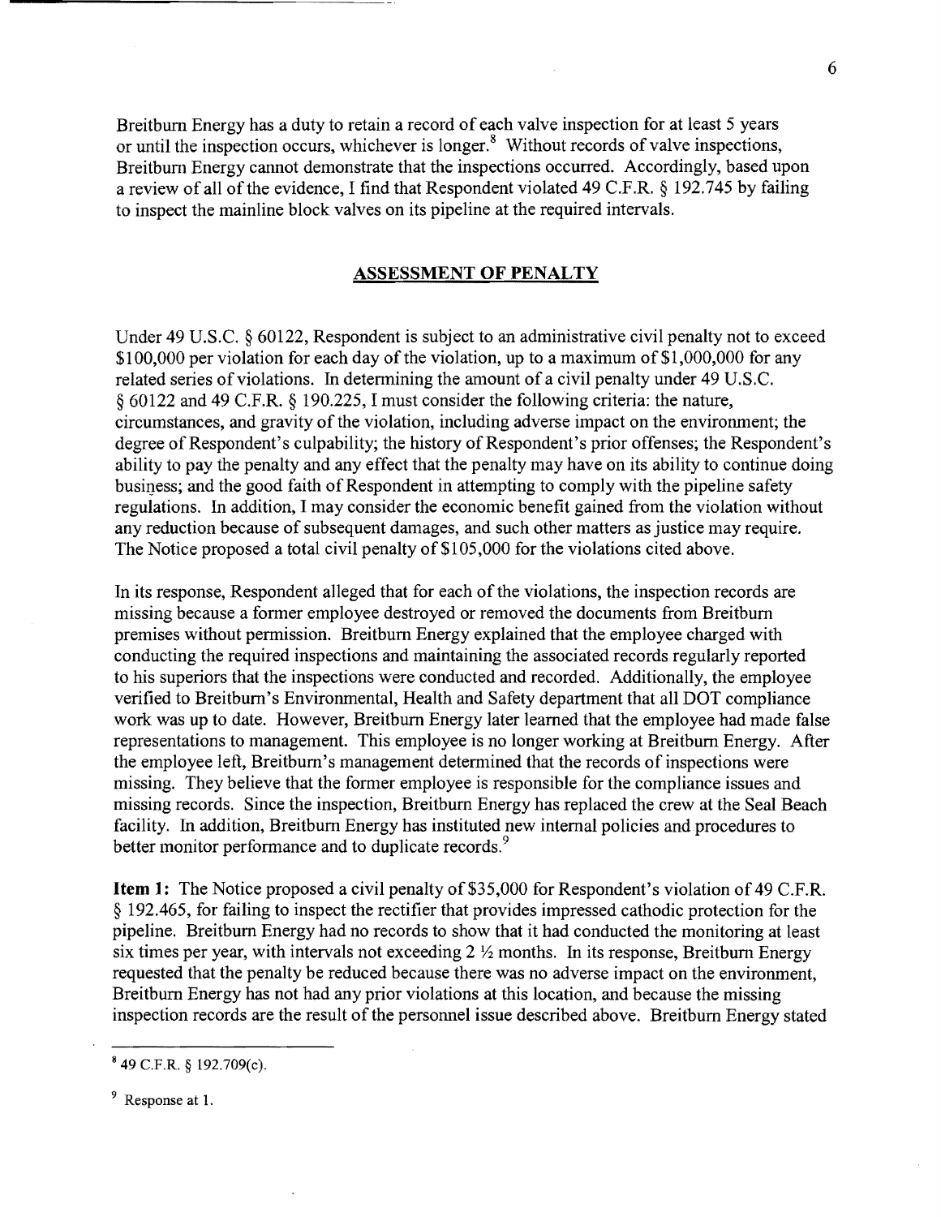Breitburn Energy has a duty to retain a record of each valve inspection for at least 5 years or until the inspection occurs, whichever is longer.[8] Without records of valve inspections, Breitburn Energy cannot demonstrate that the inspections occurred. Accordingly, based upon a review of all of the evidence, I find that Respondent violated 49 C.F.R. § 192.745 by failing to inspect the mainline block valves on its pipeline at the required intervals.

## ASSESSMENT OF PENALTY

Under 49 U.S.C. § 60122, Respondent is subject to an administrative civil penalty not to exceed $100,000 per violation for each day of the violation, up to a maximum of $1,000,000 for any related series of violations. In determining the amount of a civil penalty under 49 U.S.C. § 60122 and 49 C.F.R. § 190.225, I must consider the following criteria: the nature, circumstances, and gravity of the violation, including adverse impact on the environment; the degree of Respondent's culpability; the history of Respondent's prior offenses; the Respondent's ability to pay the penalty and any effect that the penalty may have on its ability to continue doing business; and the good faith of Respondent in attempting to comply with the pipeline safety regulations. In addition, I may consider the economic benefit gained from the violation without any reduction because of subsequent damages, and such other matters as justice may require. The Notice proposed a total civil penalty of $105,000 for the violations cited above.

In its response, Respondent alleged that for each of the violations, the inspection records are missing because a former employee destroyed or removed the documents from Breitburn premises without permission. Breitburn Energy explained that the employee charged with conducting the required inspections and maintaining the associated records regularly reported to his superiors that the inspections were conducted and recorded. Additionally, the employee verified to Breitburn's Environmental, Health and Safety department that all DOT compliance work was up to date. However, Breitburn Energy later learned that the employee had made false representations to management. This employee is no longer working at Breitburn Energy. After the employee left, Breitburn's management determined that the records of inspections were missing. They believe that the former employee is responsible for the compliance issues and missing records. Since the inspection, Breitburn Energy has replaced the crew at the Seal Beach facility. In addition, Breitburn Energy has instituted new internal policies and procedures to better monitor performance and to duplicate records.[9]

**Item 1:** The Notice proposed a civil penalty of $35,000 for Respondent's violation of 49 C.F.R. § 192.465, for failing to inspect the rectifier that provides impressed cathodic protection for the pipeline. Breitburn Energy had no records to show that it had conducted the monitoring at least six times per year, with intervals not exceeding 2 ½ months. In its response, Breitburn Energy requested that the penalty be reduced because there was no adverse impact on the environment, Breitburn Energy has not had any prior violations at this location, and because the missing inspection records are the result of the personnel issue described above. Breitburn Energy stated

---

[8] 49 C.F.R. § 192.709(c).

[9] Response at 1.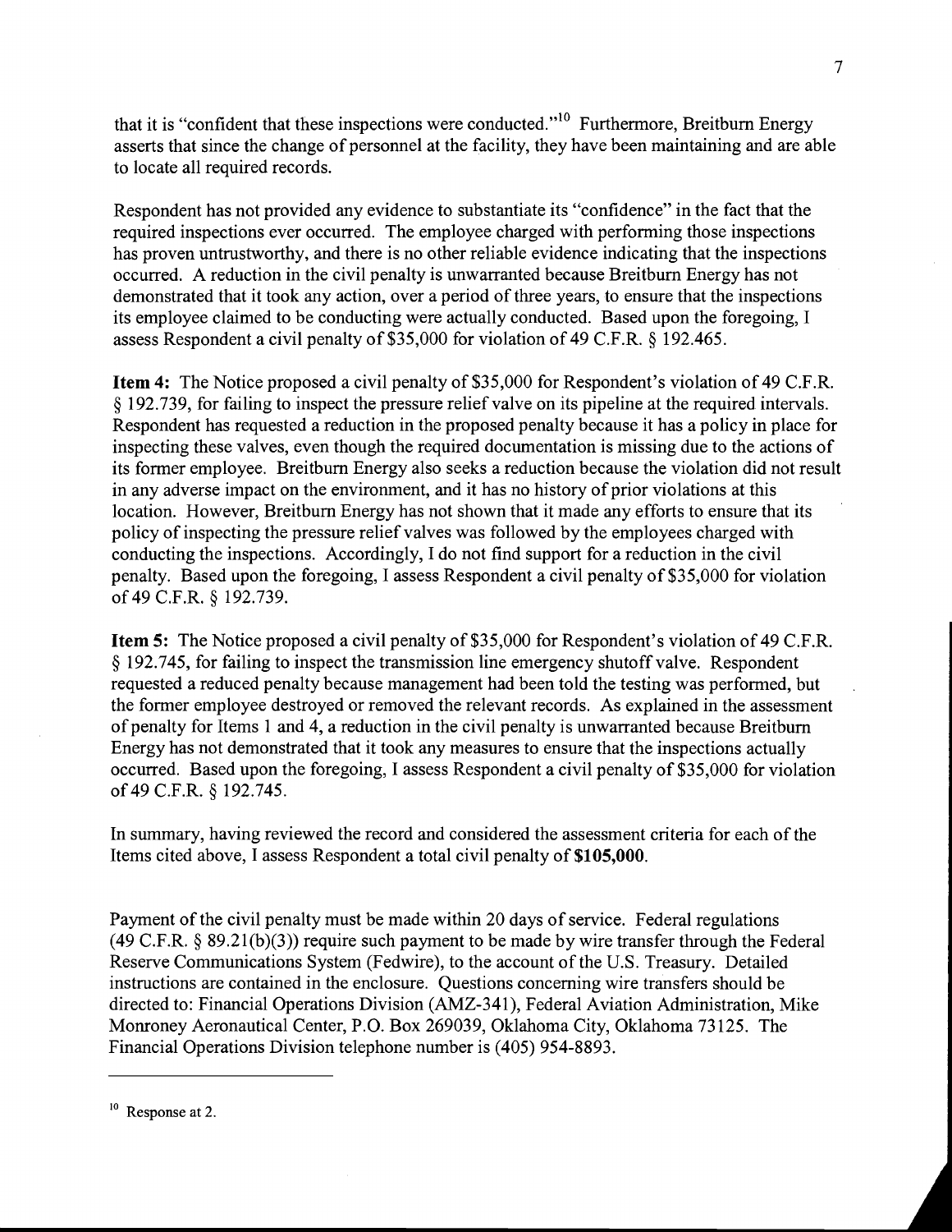that it is "confident that these inspections were conducted."[10] Furthermore, Breitburn Energy asserts that since the change of personnel at the facility, they have been maintaining and are able to locate all required records.

Respondent has not provided any evidence to substantiate its "confidence" in the fact that the required inspections ever occurred. The employee charged with performing those inspections has proven untrustworthy, and there is no other reliable evidence indicating that the inspections occurred. A reduction in the civil penalty is unwarranted because Breitburn Energy has not demonstrated that it took any action, over a period of three years, to ensure that the inspections its employee claimed to be conducting were actually conducted. Based upon the foregoing, I assess Respondent a civil penalty of $35,000 for violation of 49 C.F.R. § 192.465.

**Item 4:** The Notice proposed a civil penalty of $35,000 for Respondent's violation of 49 C.F.R. § 192.739, for failing to inspect the pressure relief valve on its pipeline at the required intervals. Respondent has requested a reduction in the proposed penalty because it has a policy in place for inspecting these valves, even though the required documentation is missing due to the actions of its former employee. Breitburn Energy also seeks a reduction because the violation did not result in any adverse impact on the environment, and it has no history of prior violations at this location. However, Breitburn Energy has not shown that it made any efforts to ensure that its policy of inspecting the pressure relief valves was followed by the employees charged with conducting the inspections. Accordingly, I do not find support for a reduction in the civil penalty. Based upon the foregoing, I assess Respondent a civil penalty of $35,000 for violation of 49 C.F.R. § 192.739.

**Item 5:** The Notice proposed a civil penalty of $35,000 for Respondent's violation of 49 C.F.R. § 192.745, for failing to inspect the transmission line emergency shutoff valve. Respondent requested a reduced penalty because management had been told the testing was performed, but the former employee destroyed or removed the relevant records. As explained in the assessment of penalty for Items 1 and 4, a reduction in the civil penalty is unwarranted because Breitburn Energy has not demonstrated that it took any measures to ensure that the inspections actually occurred. Based upon the foregoing, I assess Respondent a civil penalty of $35,000 for violation of 49 C.F.R. § 192.745.

In summary, having reviewed the record and considered the assessment criteria for each of the Items cited above, I assess Respondent a total civil penalty of **$105,000**.

Payment of the civil penalty must be made within 20 days of service. Federal regulations (49 C.F.R. § 89.21(b)(3)) require such payment to be made by wire transfer through the Federal Reserve Communications System (Fedwire), to the account of the U.S. Treasury. Detailed instructions are contained in the enclosure. Questions concerning wire transfers should be directed to: Financial Operations Division (AMZ-341), Federal Aviation Administration, Mike Monroney Aeronautical Center, P.O. Box 269039, Oklahoma City, Oklahoma 73125. The Financial Operations Division telephone number is (405) 954-8893.

---

[10] Response at 2.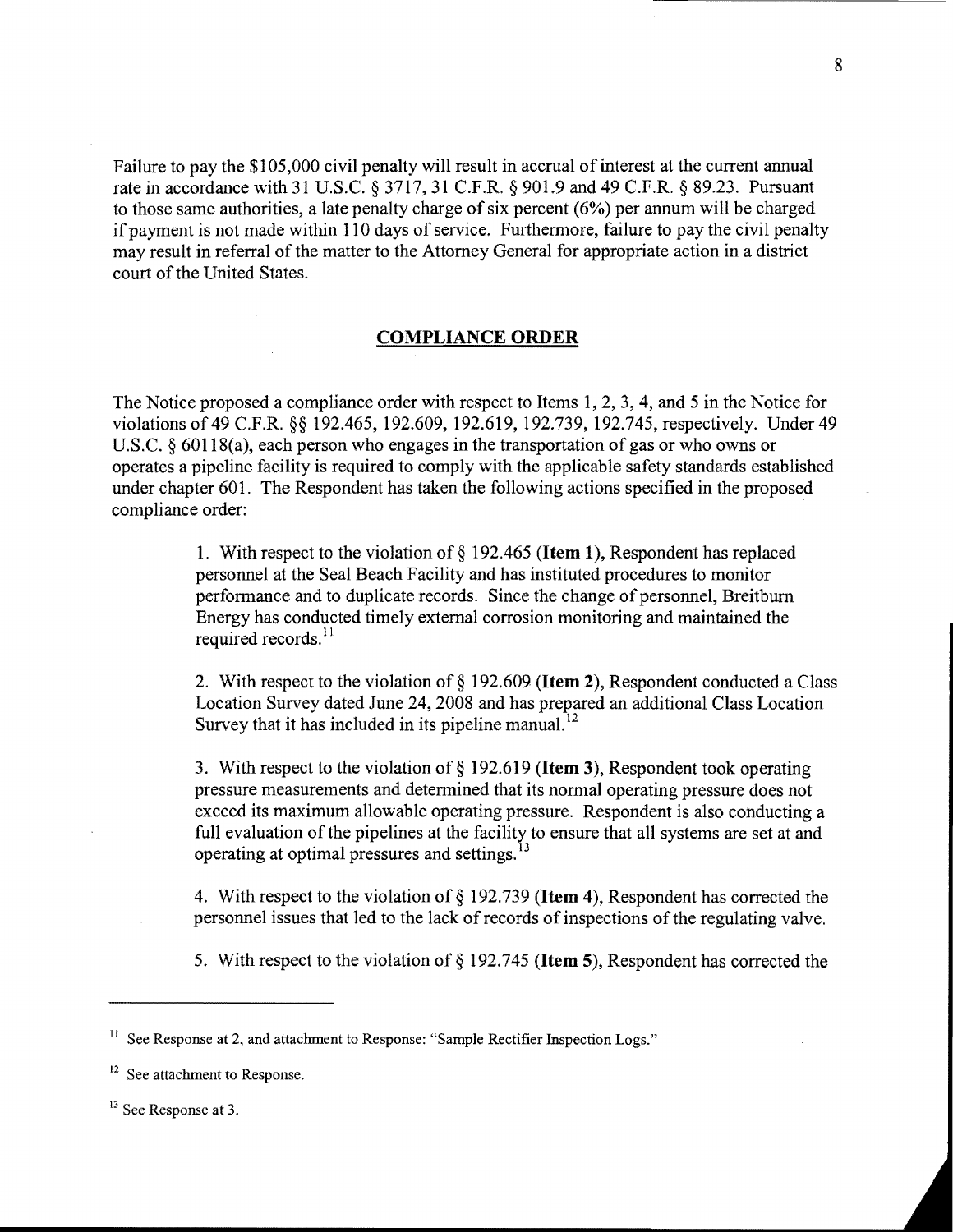Failure to pay the $105,000 civil penalty will result in accrual of interest at the current annual rate in accordance with 31 U.S.C. § 3717, 31 C.F.R. § 901.9 and 49 C.F.R. § 89.23. Pursuant to those same authorities, a late penalty charge of six percent (6%) per annum will be charged if payment is not made within 110 days of service. Furthermore, failure to pay the civil penalty may result in referral of the matter to the Attorney General for appropriate action in a district court of the United States.

## COMPLIANCE ORDER

The Notice proposed a compliance order with respect to Items 1, 2, 3, 4, and 5 in the Notice for violations of 49 C.F.R. §§ 192.465, 192.609, 192.619, 192.739, 192.745, respectively. Under 49 U.S.C. § 60118(a), each person who engages in the transportation of gas or who owns or operates a pipeline facility is required to comply with the applicable safety standards established under chapter 601. The Respondent has taken the following actions specified in the proposed compliance order:

1. With respect to the violation of § 192.465 (**Item 1**), Respondent has replaced personnel at the Seal Beach Facility and has instituted procedures to monitor performance and to duplicate records. Since the change of personnel, Breitburn Energy has conducted timely external corrosion monitoring and maintained the required records.[11]

2. With respect to the violation of § 192.609 (**Item 2**), Respondent conducted a Class Location Survey dated June 24, 2008 and has prepared an additional Class Location Survey that it has included in its pipeline manual.[12]

3. With respect to the violation of § 192.619 (**Item 3**), Respondent took operating pressure measurements and determined that its normal operating pressure does not exceed its maximum allowable operating pressure. Respondent is also conducting a full evaluation of the pipelines at the facility to ensure that all systems are set at and operating at optimal pressures and settings.[13]

4. With respect to the violation of § 192.739 (**Item 4**), Respondent has corrected the personnel issues that led to the lack of records of inspections of the regulating valve.

5. With respect to the violation of § 192.745 (**Item 5**), Respondent has corrected the

---

[11] See Response at 2, and attachment to Response: "Sample Rectifier Inspection Logs."

[12] See attachment to Response.

[13] See Response at 3.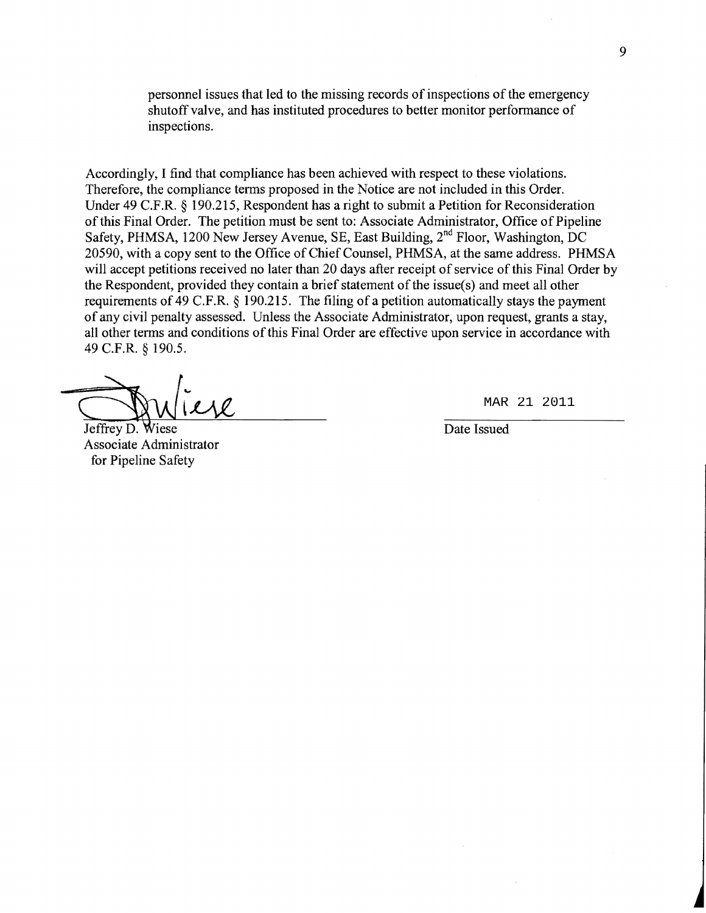personnel issues that led to the missing records of inspections of the emergency shutoff valve, and has instituted procedures to better monitor performance of inspections.

Accordingly, I find that compliance has been achieved with respect to these violations. Therefore, the compliance terms proposed in the Notice are not included in this Order. Under 49 C.F.R. § 190.215, Respondent has a right to submit a Petition for Reconsideration of this Final Order. The petition must be sent to: Associate Administrator, Office of Pipeline Safety, PHMSA, 1200 New Jersey Avenue, SE, East Building, 2nd Floor, Washington, DC 20590, with a copy sent to the Office of Chief Counsel, PHMSA, at the same address. PHMSA will accept petitions received no later than 20 days after receipt of service of this Final Order by the Respondent, provided they contain a brief statement of the issue(s) and meet all other requirements of 49 C.F.R. § 190.215. The filing of a petition automatically stays the payment of any civil penalty assessed. Unless the Associate Administrator, upon request, grants a stay, all other terms and conditions of this Final Order are effective upon service in accordance with 49 C.F.R. § 190.5.

Jeffrey D. Wiese
Associate Administrator
for Pipeline Safety

MAR 21 2011
Date Issued